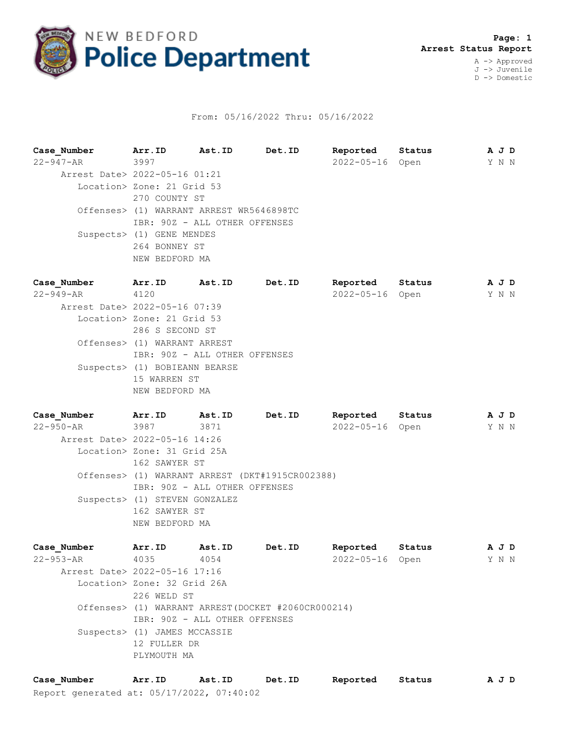# NEW BEDFORD Police Department

**Arrest Status Report**

A -> Approved
J -> Juvenile
D -> Domestic

From: 05/16/2022 Thru: 05/16/2022

| Case_Number | Arr.ID | Ast.ID | Det.ID | Reported | Status | A | J | D |
|---|---|---|---|---|---|---|---|---|
| 22-947-AR | 3997 | | | 2022-05-16 | Open | Y | N | N |

Arrest Date> 2022-05-16 01:21
Location> Zone: 21 Grid 53
270 COUNTY ST
Offenses> (1) WARRANT ARREST WR5646898TC
IBR: 90Z - ALL OTHER OFFENSES
Suspects> (1) GENE MENDES
264 BONNEY ST
NEW BEDFORD MA

| Case_Number | Arr.ID | Ast.ID | Det.ID | Reported | Status | A | J | D |
|---|---|---|---|---|---|---|---|---|
| 22-949-AR | 4120 | | | 2022-05-16 | Open | Y | N | N |

Arrest Date> 2022-05-16 07:39
Location> Zone: 21 Grid 53
286 S SECOND ST
Offenses> (1) WARRANT ARREST
IBR: 90Z - ALL OTHER OFFENSES
Suspects> (1) BOBIEANN BEARSE
15 WARREN ST
NEW BEDFORD MA

| Case_Number | Arr.ID | Ast.ID | Det.ID | Reported | Status | A | J | D |
|---|---|---|---|---|---|---|---|---|
| 22-950-AR | 3987 | 3871 | | 2022-05-16 | Open | Y | N | N |

Arrest Date> 2022-05-16 14:26
Location> Zone: 31 Grid 25A
162 SAWYER ST
Offenses> (1) WARRANT ARREST (DKT#1915CR002388)
IBR: 90Z - ALL OTHER OFFENSES
Suspects> (1) STEVEN GONZALEZ
162 SAWYER ST
NEW BEDFORD MA

| Case_Number | Arr.ID | Ast.ID | Det.ID | Reported | Status | A | J | D |
|---|---|---|---|---|---|---|---|---|
| 22-953-AR | 4035 | 4054 | | 2022-05-16 | Open | Y | N | N |

Arrest Date> 2022-05-16 17:16
Location> Zone: 32 Grid 26A
226 WELD ST
Offenses> (1) WARRANT ARREST(DOCKET #2060CR000214)
IBR: 90Z - ALL OTHER OFFENSES
Suspects> (1) JAMES MCCASSIE
12 FULLER DR
PLYMOUTH MA

| Case_Number | Arr.ID | Ast.ID | Det.ID | Reported | Status | A | J | D |
|---|---|---|---|---|---|---|---|---|

Report generated at: 05/17/2022, 07:40:02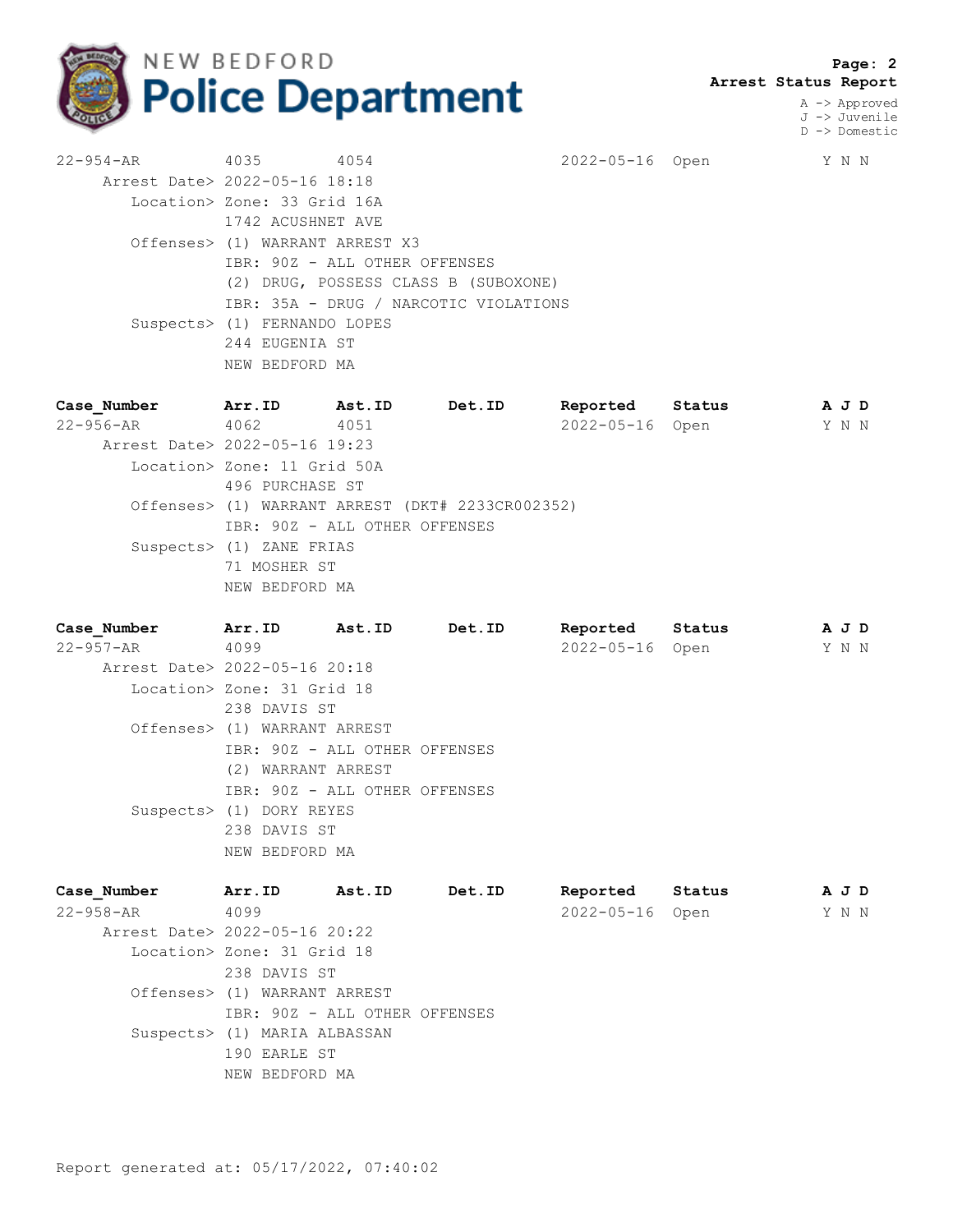**NEW BEDFORD Police Department**

**Arrest Status Report**

A -> Approved
J -> Juvenile
D -> Domestic

| Case_Number | Arr.ID | Ast.ID | Det.ID | Reported | Status | A J D |
|---|---|---|---|---|---|---|
| 22-954-AR | 4035 | 4054 | | 2022-05-16 | Open | Y N N |

Arrest Date> 2022-05-16 18:18
Location> Zone: 33 Grid 16A
1742 ACUSHNET AVE
Offenses> (1) WARRANT ARREST X3
IBR: 90Z - ALL OTHER OFFENSES
(2) DRUG, POSSESS CLASS B (SUBOXONE)
IBR: 35A - DRUG / NARCOTIC VIOLATIONS
Suspects> (1) FERNANDO LOPES
244 EUGENIA ST
NEW BEDFORD MA

| Case_Number | Arr.ID | Ast.ID | Det.ID | Reported | Status | A J D |
|---|---|---|---|---|---|---|
| 22-956-AR | 4062 | 4051 | | 2022-05-16 | Open | Y N N |

Arrest Date> 2022-05-16 19:23
Location> Zone: 11 Grid 50A
496 PURCHASE ST
Offenses> (1) WARRANT ARREST (DKT# 2233CR002352)
IBR: 90Z - ALL OTHER OFFENSES
Suspects> (1) ZANE FRIAS
71 MOSHER ST
NEW BEDFORD MA

| Case_Number | Arr.ID | Ast.ID | Det.ID | Reported | Status | A J D |
|---|---|---|---|---|---|---|
| 22-957-AR | 4099 | | | 2022-05-16 | Open | Y N N |

Arrest Date> 2022-05-16 20:18
Location> Zone: 31 Grid 18
238 DAVIS ST
Offenses> (1) WARRANT ARREST
IBR: 90Z - ALL OTHER OFFENSES
(2) WARRANT ARREST
IBR: 90Z - ALL OTHER OFFENSES
Suspects> (1) DORY REYES
238 DAVIS ST
NEW BEDFORD MA

| Case_Number | Arr.ID | Ast.ID | Det.ID | Reported | Status | A J D |
|---|---|---|---|---|---|---|
| 22-958-AR | 4099 | | | 2022-05-16 | Open | Y N N |

Arrest Date> 2022-05-16 20:22
Location> Zone: 31 Grid 18
238 DAVIS ST
Offenses> (1) WARRANT ARREST
IBR: 90Z - ALL OTHER OFFENSES
Suspects> (1) MARIA ALBASSAN
190 EARLE ST
NEW BEDFORD MA

Report generated at: 05/17/2022, 07:40:02